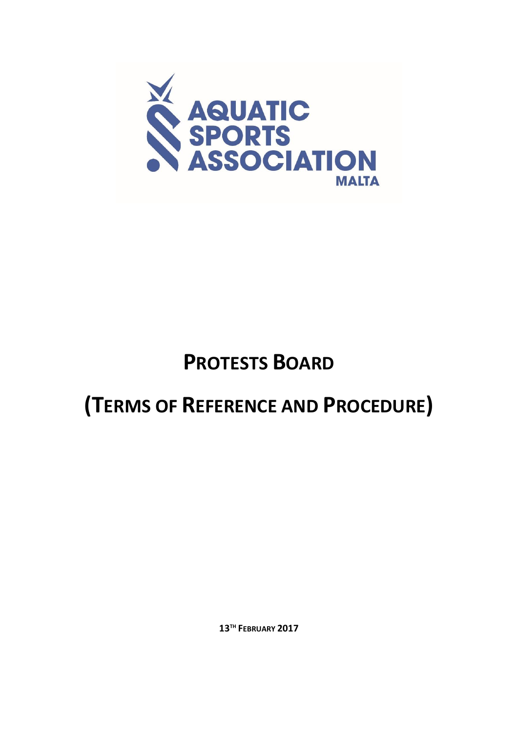AQUATIC SPORTS ASSOCIATION MALTA

# PROTESTS BOARD

# (TERMS OF REFERENCE AND PROCEDURE)

**13TH FEBRUARY 2017**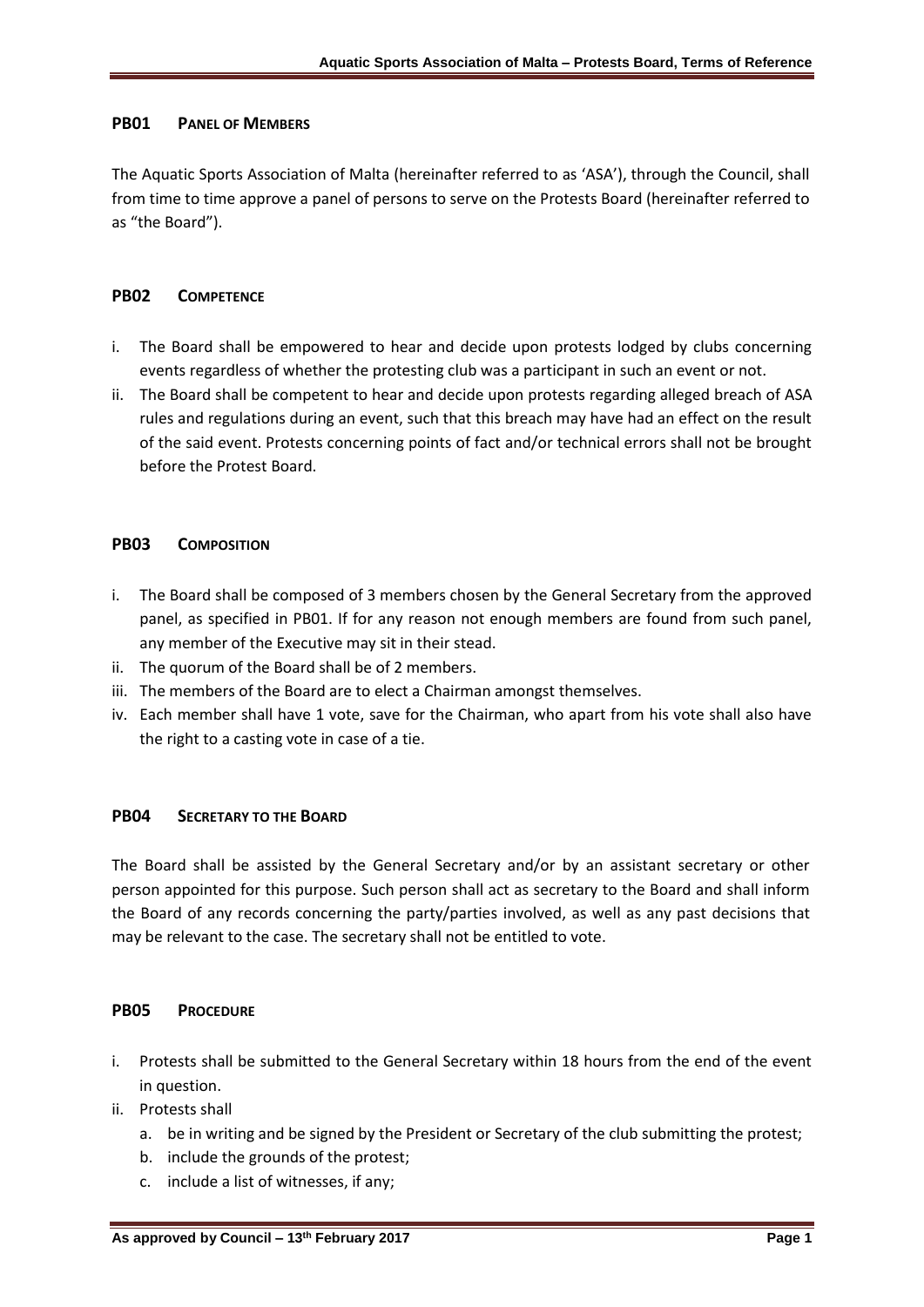## PB01 PANEL OF MEMBERS

The Aquatic Sports Association of Malta (hereinafter referred to as 'ASA'), through the Council, shall from time to time approve a panel of persons to serve on the Protests Board (hereinafter referred to as "the Board").

## PB02 COMPETENCE

i. The Board shall be empowered to hear and decide upon protests lodged by clubs concerning events regardless of whether the protesting club was a participant in such an event or not.
ii. The Board shall be competent to hear and decide upon protests regarding alleged breach of ASA rules and regulations during an event, such that this breach may have had an effect on the result of the said event. Protests concerning points of fact and/or technical errors shall not be brought before the Protest Board.

## PB03 COMPOSITION

i. The Board shall be composed of 3 members chosen by the General Secretary from the approved panel, as specified in PB01. If for any reason not enough members are found from such panel, any member of the Executive may sit in their stead.
ii. The quorum of the Board shall be of 2 members.
iii. The members of the Board are to elect a Chairman amongst themselves.
iv. Each member shall have 1 vote, save for the Chairman, who apart from his vote shall also have the right to a casting vote in case of a tie.

## PB04 SECRETARY TO THE BOARD

The Board shall be assisted by the General Secretary and/or by an assistant secretary or other person appointed for this purpose. Such person shall act as secretary to the Board and shall inform the Board of any records concerning the party/parties involved, as well as any past decisions that may be relevant to the case. The secretary shall not be entitled to vote.

## PB05 PROCEDURE

i. Protests shall be submitted to the General Secretary within 18 hours from the end of the event in question.
ii. Protests shall
   a. be in writing and be signed by the President or Secretary of the club submitting the protest;
   b. include the grounds of the protest;
   c. include a list of witnesses, if any;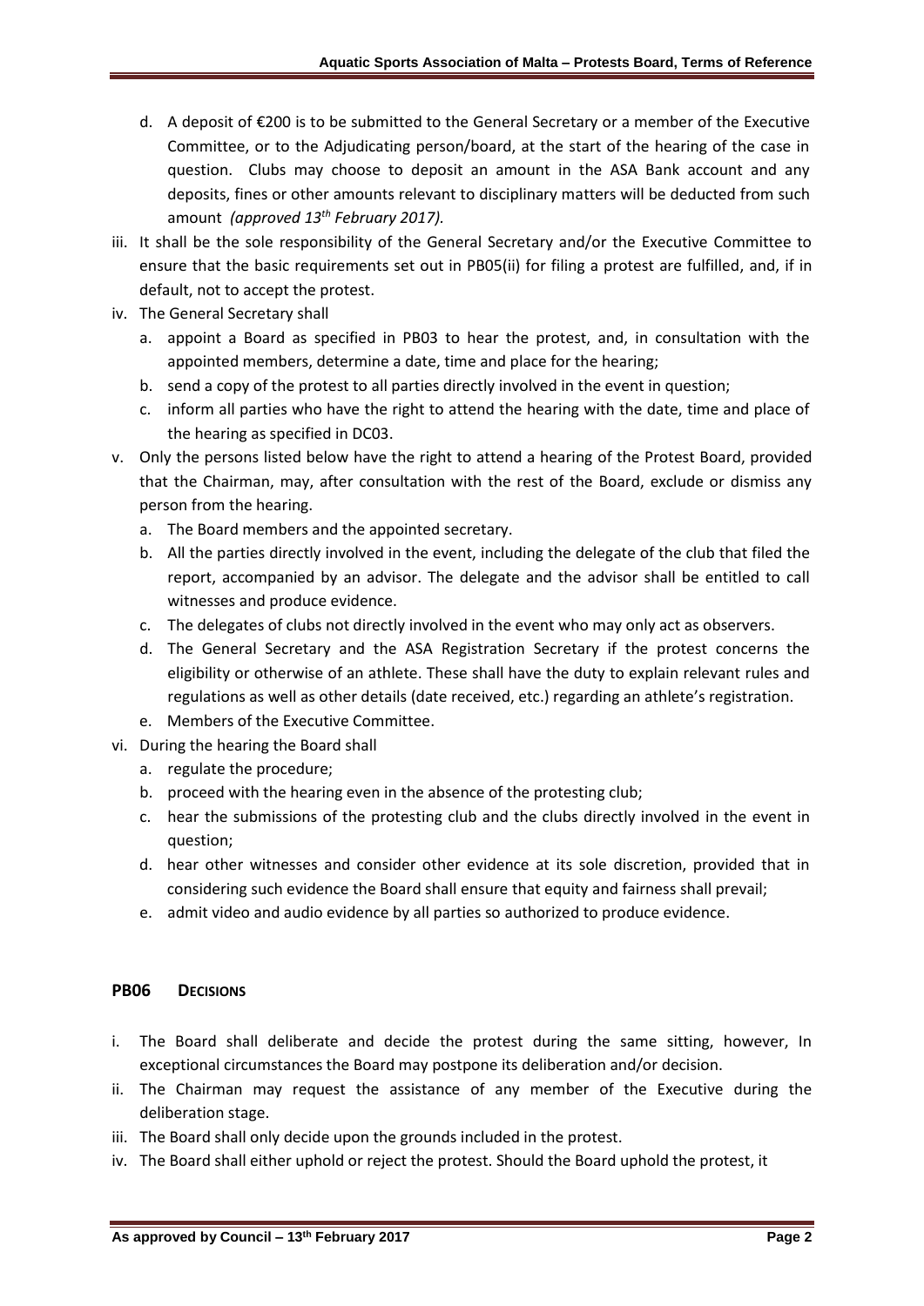d. A deposit of €200 is to be submitted to the General Secretary or a member of the Executive Committee, or to the Adjudicating person/board, at the start of the hearing of the case in question. Clubs may choose to deposit an amount in the ASA Bank account and any deposits, fines or other amounts relevant to disciplinary matters will be deducted from such amount *(approved 13th February 2017).*

iii. It shall be the sole responsibility of the General Secretary and/or the Executive Committee to ensure that the basic requirements set out in PB05(ii) for filing a protest are fulfilled, and, if in default, not to accept the protest.

iv. The General Secretary shall
   a. appoint a Board as specified in PB03 to hear the protest, and, in consultation with the appointed members, determine a date, time and place for the hearing;
   b. send a copy of the protest to all parties directly involved in the event in question;
   c. inform all parties who have the right to attend the hearing with the date, time and place of the hearing as specified in DC03.

v. Only the persons listed below have the right to attend a hearing of the Protest Board, provided that the Chairman, may, after consultation with the rest of the Board, exclude or dismiss any person from the hearing.
   a. The Board members and the appointed secretary.
   b. All the parties directly involved in the event, including the delegate of the club that filed the report, accompanied by an advisor. The delegate and the advisor shall be entitled to call witnesses and produce evidence.
   c. The delegates of clubs not directly involved in the event who may only act as observers.
   d. The General Secretary and the ASA Registration Secretary if the protest concerns the eligibility or otherwise of an athlete. These shall have the duty to explain relevant rules and regulations as well as other details (date received, etc.) regarding an athlete's registration.
   e. Members of the Executive Committee.

vi. During the hearing the Board shall
   a. regulate the procedure;
   b. proceed with the hearing even in the absence of the protesting club;
   c. hear the submissions of the protesting club and the clubs directly involved in the event in question;
   d. hear other witnesses and consider other evidence at its sole discretion, provided that in considering such evidence the Board shall ensure that equity and fairness shall prevail;
   e. admit video and audio evidence by all parties so authorized to produce evidence.

## PB06 DECISIONS

i. The Board shall deliberate and decide the protest during the same sitting, however, In exceptional circumstances the Board may postpone its deliberation and/or decision.

ii. The Chairman may request the assistance of any member of the Executive during the deliberation stage.

iii. The Board shall only decide upon the grounds included in the protest.

iv. The Board shall either uphold or reject the protest. Should the Board uphold the protest, it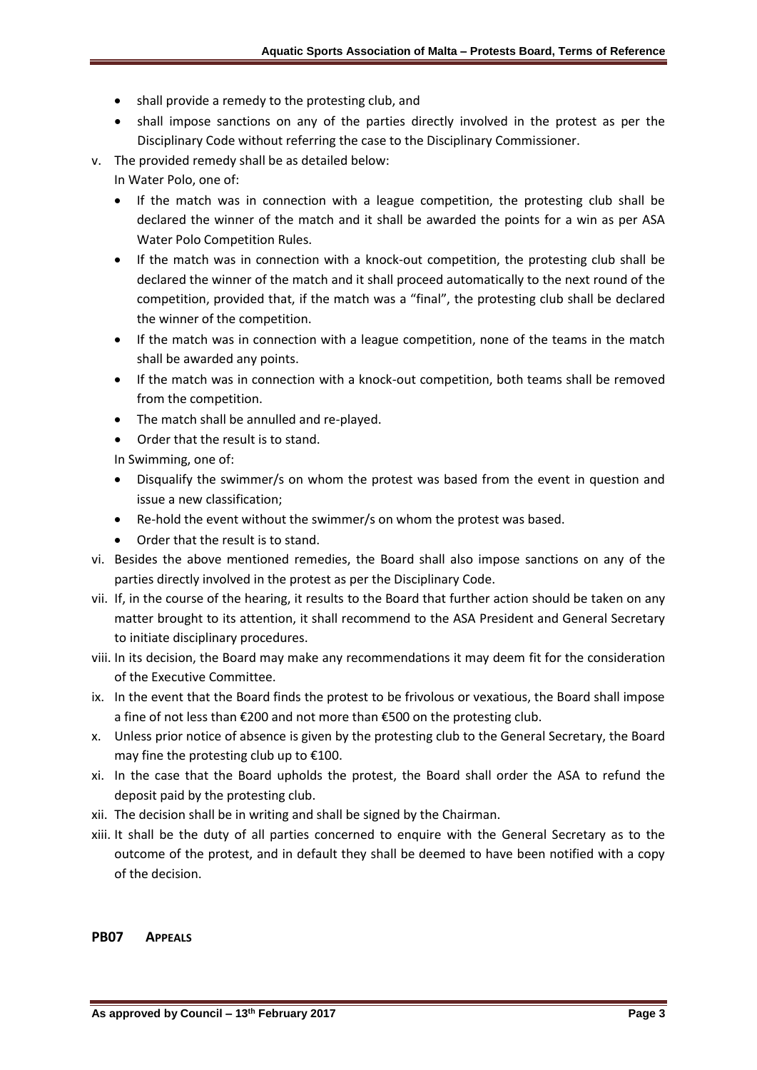- shall provide a remedy to the protesting club, and
- shall impose sanctions on any of the parties directly involved in the protest as per the Disciplinary Code without referring the case to the Disciplinary Commissioner.

v. The provided remedy shall be as detailed below:

   In Water Polo, one of:

   - If the match was in connection with a league competition, the protesting club shall be declared the winner of the match and it shall be awarded the points for a win as per ASA Water Polo Competition Rules.
   - If the match was in connection with a knock-out competition, the protesting club shall be declared the winner of the match and it shall proceed automatically to the next round of the competition, provided that, if the match was a "final", the protesting club shall be declared the winner of the competition.
   - If the match was in connection with a league competition, none of the teams in the match shall be awarded any points.
   - If the match was in connection with a knock-out competition, both teams shall be removed from the competition.
   - The match shall be annulled and re-played.
   - Order that the result is to stand.

   In Swimming, one of:

   - Disqualify the swimmer/s on whom the protest was based from the event in question and issue a new classification;
   - Re-hold the event without the swimmer/s on whom the protest was based.
   - Order that the result is to stand.

vi. Besides the above mentioned remedies, the Board shall also impose sanctions on any of the parties directly involved in the protest as per the Disciplinary Code.

vii. If, in the course of the hearing, it results to the Board that further action should be taken on any matter brought to its attention, it shall recommend to the ASA President and General Secretary to initiate disciplinary procedures.

viii. In its decision, the Board may make any recommendations it may deem fit for the consideration of the Executive Committee.

ix. In the event that the Board finds the protest to be frivolous or vexatious, the Board shall impose a fine of not less than €200 and not more than €500 on the protesting club.

x. Unless prior notice of absence is given by the protesting club to the General Secretary, the Board may fine the protesting club up to €100.

xi. In the case that the Board upholds the protest, the Board shall order the ASA to refund the deposit paid by the protesting club.

xii. The decision shall be in writing and shall be signed by the Chairman.

xiii. It shall be the duty of all parties concerned to enquire with the General Secretary as to the outcome of the protest, and in default they shall be deemed to have been notified with a copy of the decision.

## PB07 APPEALS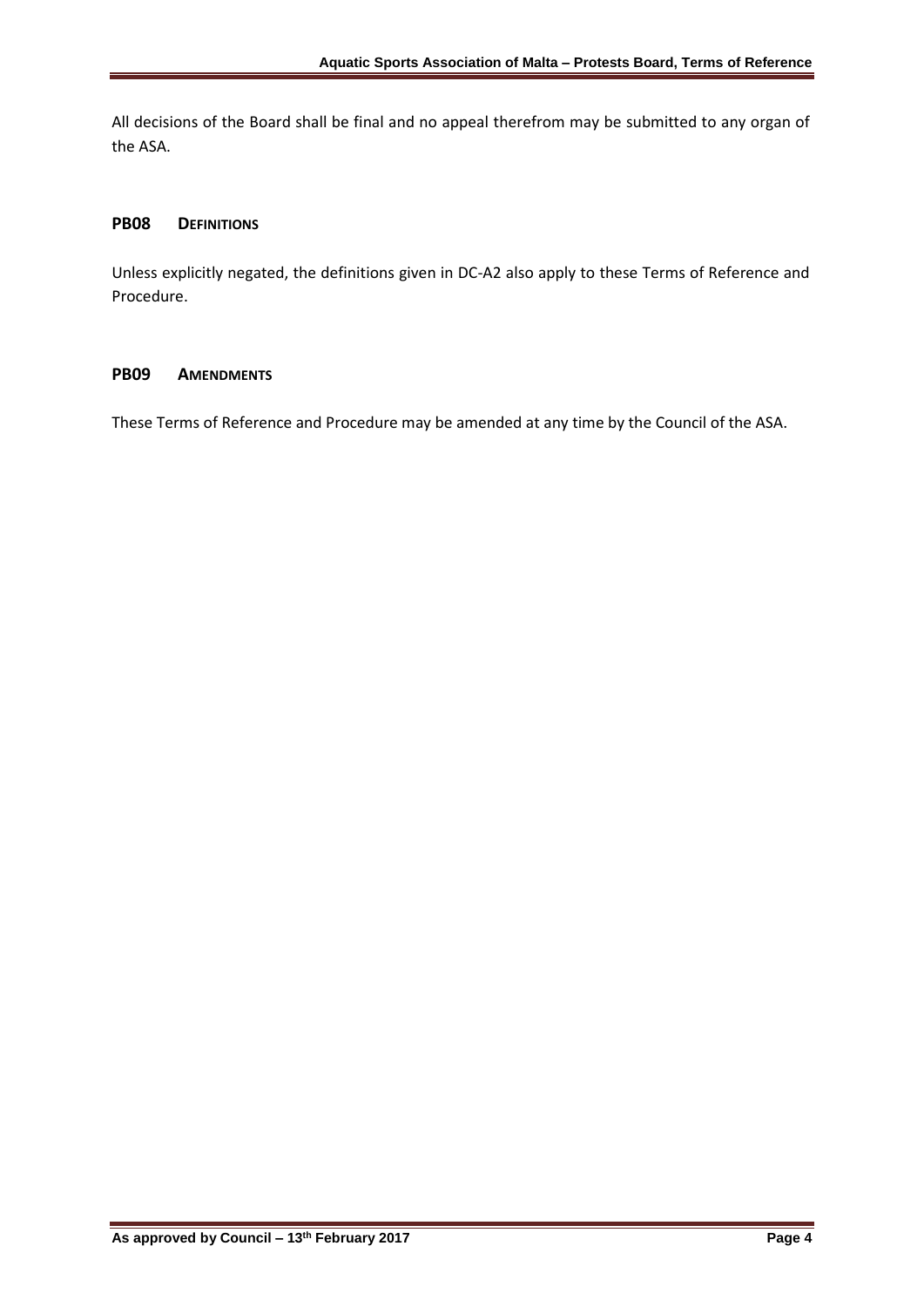All decisions of the Board shall be final and no appeal therefrom may be submitted to any organ of the ASA.

## PB08 DEFINITIONS

Unless explicitly negated, the definitions given in DC-A2 also apply to these Terms of Reference and Procedure.

## PB09 AMENDMENTS

These Terms of Reference and Procedure may be amended at any time by the Council of the ASA.